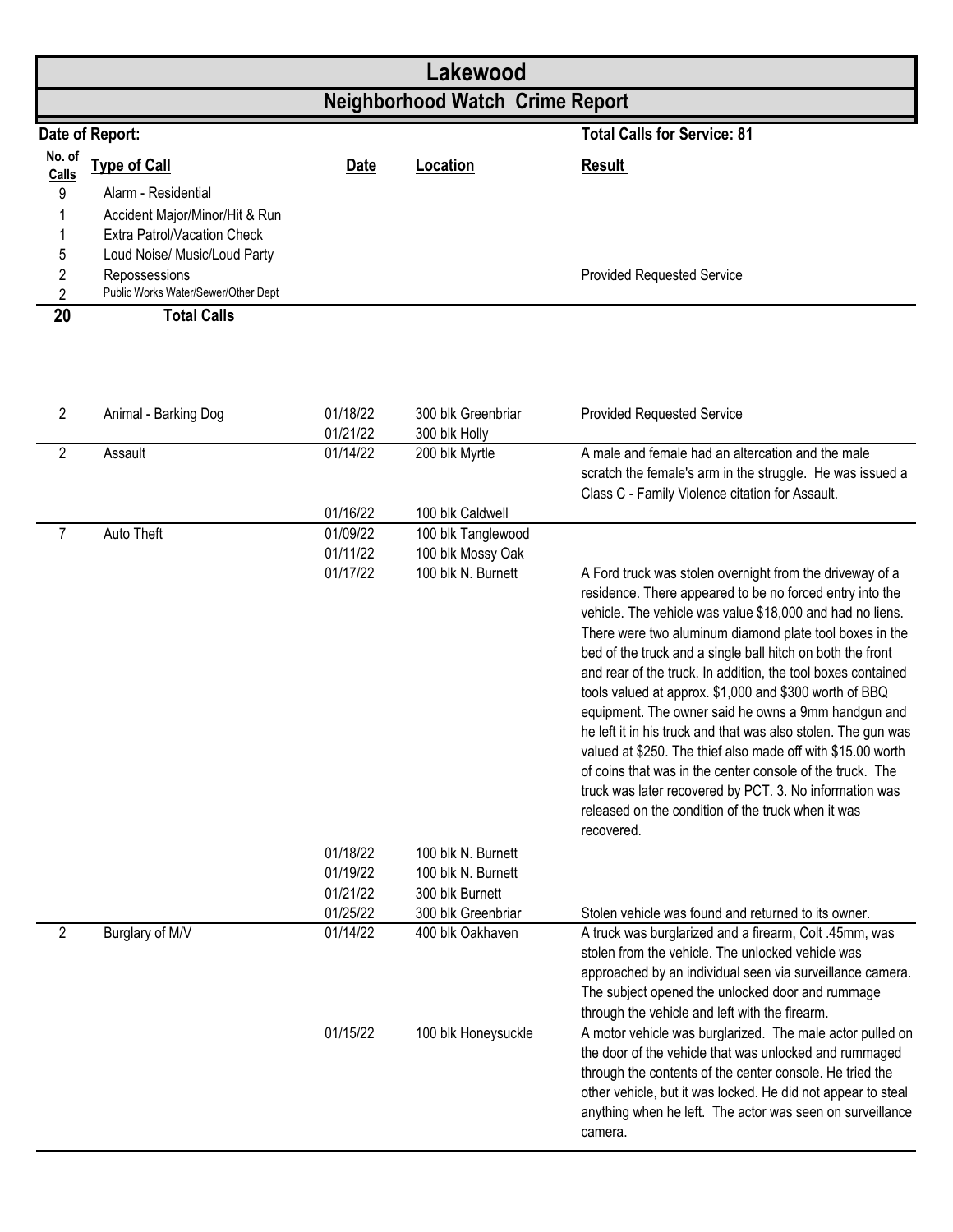# Lakewood

## Neighborhood Watch Crime Report

**Date of Report:**

**Total Calls for Service: 81**

| No. of Calls | Type of Call | Date | Location | Result |
|---|---|---|---|---|
| 9 | Alarm - Residential | | | |
| 1 | Accident Major/Minor/Hit & Run | | | |
| 1 | Extra Patrol/Vacation Check | | | |
| 5 | Loud Noise/ Music/Loud Party | | | |
| 2 | Repossessions | | | Provided Requested Service |
| 2 | Public Works Water/Sewer/Other Dept | | | |
| **20** | **Total Calls** | | | |
| 2 | Animal - Barking Dog | 01/18/22 | 300 blk Greenbriar | Provided Requested Service |
| | | 01/21/22 | 300 blk Holly | |
| 2 | Assault | 01/14/22 | 200 blk Myrtle | A male and female had an altercation and the male scratch the female's arm in the struggle. He was issued a Class C - Family Violence citation for Assault. |
| | | 01/16/22 | 100 blk Caldwell | |
| 7 | Auto Theft | 01/09/22 | 100 blk Tanglewood | |
| | | 01/11/22 | 100 blk Mossy Oak | |
| | | 01/17/22 | 100 blk N. Burnett | A Ford truck was stolen overnight from the driveway of a residence. There appeared to be no forced entry into the vehicle. The vehicle was value $18,000 and had no liens. There were two aluminum diamond plate tool boxes in the bed of the truck and a single ball hitch on both the front and rear of the truck. In addition, the tool boxes contained tools valued at approx. $1,000 and $300 worth of BBQ equipment. The owner said he owns a 9mm handgun and he left it in his truck and that was also stolen. The gun was valued at $250. The thief also made off with $15.00 worth of coins that was in the center console of the truck. The truck was later recovered by PCT. 3. No information was released on the condition of the truck when it was recovered. |
| | | 01/18/22 | 100 blk N. Burnett | |
| | | 01/19/22 | 100 blk N. Burnett | |
| | | 01/21/22 | 300 blk Burnett | |
| | | 01/25/22 | 300 blk Greenbriar | Stolen vehicle was found and returned to its owner. |
| 2 | Burglary of M/V | 01/14/22 | 400 blk Oakhaven | A truck was burglarized and a firearm, Colt .45mm, was stolen from the vehicle. The unlocked vehicle was approached by an individual seen via surveillance camera. The subject opened the unlocked door and rummage through the vehicle and left with the firearm. |
| | | 01/15/22 | 100 blk Honeysuckle | A motor vehicle was burglarized. The male actor pulled on the door of the vehicle that was unlocked and rummaged through the contents of the center console. He tried the other vehicle, but it was locked. He did not appear to steal anything when he left. The actor was seen on surveillance camera. |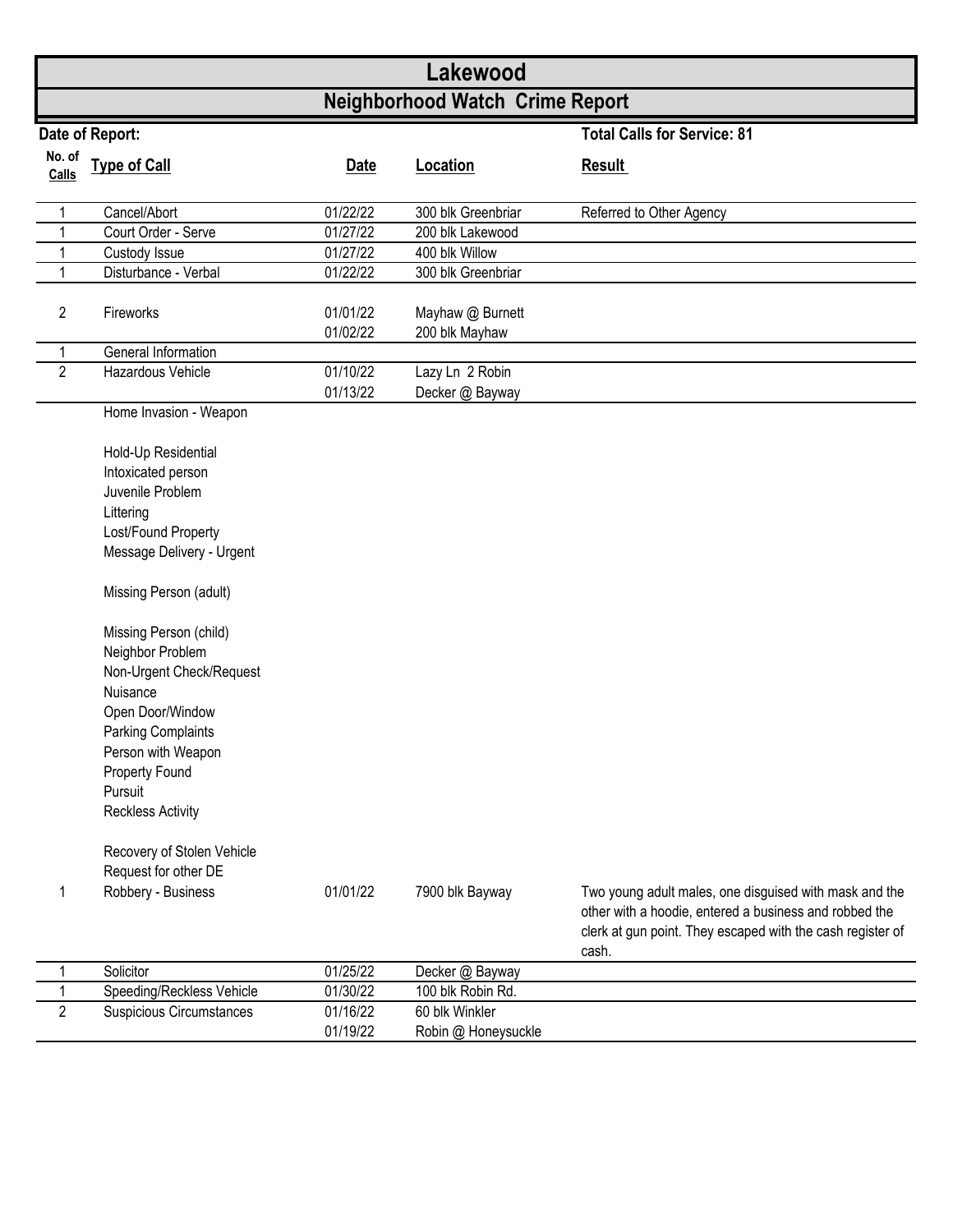# Lakewood

## Neighborhood Watch Crime Report

**Date of Report:**

**Total Calls for Service: 81**

| No. of Calls | Type of Call | Date | Location | Result |
|---|---|---|---|---|
| 1 | Cancel/Abort | 01/22/22 | 300 blk Greenbriar | Referred to Other Agency |
| 1 | Court Order - Serve | 01/27/22 | 200 blk Lakewood | |
| 1 | Custody Issue | 01/27/22 | 400 blk Willow | |
| 1 | Disturbance - Verbal | 01/22/22 | 300 blk Greenbriar | |
| 2 | Fireworks | 01/01/22 | Mayhaw @ Burnett | |
| | | 01/02/22 | 200 blk Mayhaw | |
| 1 | General Information | | | |
| 2 | Hazardous Vehicle | 01/10/22 | Lazy Ln 2 Robin | |
| | | 01/13/22 | Decker @ Bayway | |
| | Home Invasion - Weapon | | | |
| | Hold-Up Residential | | | |
| | Intoxicated person | | | |
| | Juvenile Problem | | | |
| | Littering | | | |
| | Lost/Found Property | | | |
| | Message Delivery - Urgent | | | |
| | Missing Person (adult) | | | |
| | Missing Person (child) | | | |
| | Neighbor Problem | | | |
| | Non-Urgent Check/Request | | | |
| | Nuisance | | | |
| | Open Door/Window | | | |
| | Parking Complaints | | | |
| | Person with Weapon | | | |
| | Property Found | | | |
| | Pursuit | | | |
| | Reckless Activity | | | |
| | Recovery of Stolen Vehicle | | | |
| | Request for other DE | | | |
| 1 | Robbery - Business | 01/01/22 | 7900 blk Bayway | Two young adult males, one disguised with mask and the other with a hoodie, entered a business and robbed the clerk at gun point. They escaped with the cash register of cash. |
| 1 | Solicitor | 01/25/22 | Decker @ Bayway | |
| 1 | Speeding/Reckless Vehicle | 01/30/22 | 100 blk Robin Rd. | |
| 2 | Suspicious Circumstances | 01/16/22 | 60 blk Winkler | |
| | | 01/19/22 | Robin @ Honeysuckle | |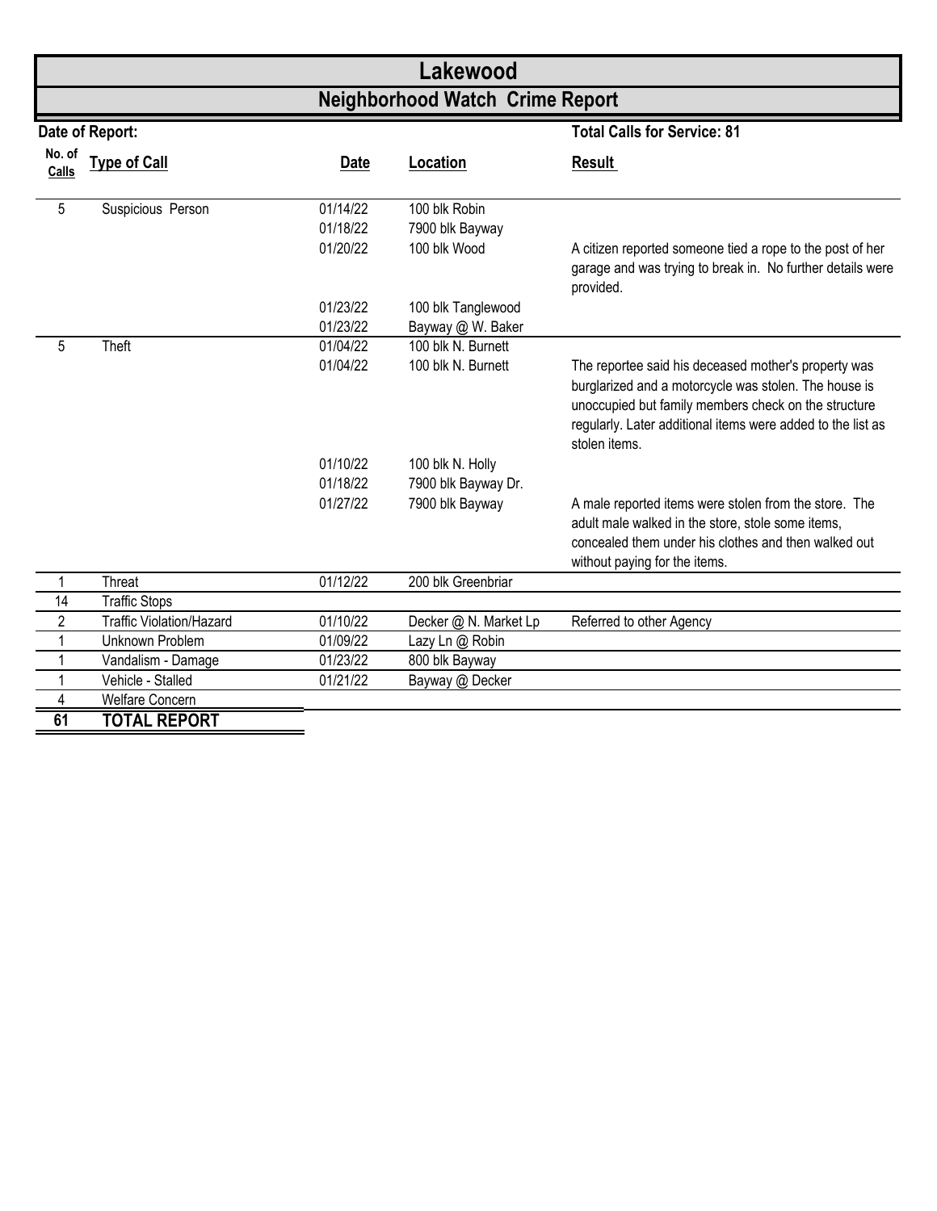# Lakewood

## Neighborhood Watch Crime Report

**Date of Report:**

**Total Calls for Service: 81**

| No. of Calls | Type of Call | Date | Location | Result |
|---|---|---|---|---|
| 5 | Suspicious Person | 01/14/22 | 100 blk Robin | |
| | | 01/18/22 | 7900 blk Bayway | |
| | | 01/20/22 | 100 blk Wood | A citizen reported someone tied a rope to the post of her garage and was trying to break in. No further details were provided. |
| | | 01/23/22 | 100 blk Tanglewood | |
| | | 01/23/22 | Bayway @ W. Baker | |
| 5 | Theft | 01/04/22 | 100 blk N. Burnett | |
| | | 01/04/22 | 100 blk N. Burnett | The reportee said his deceased mother's property was burglarized and a motorcycle was stolen. The house is unoccupied but family members check on the structure regularly. Later additional items were added to the list as stolen items. |
| | | 01/10/22 | 100 blk N. Holly | |
| | | 01/18/22 | 7900 blk Bayway Dr. | |
| | | 01/27/22 | 7900 blk Bayway | A male reported items were stolen from the store. The adult male walked in the store, stole some items, concealed them under his clothes and then walked out without paying for the items. |
| 1 | Threat | 01/12/22 | 200 blk Greenbriar | |
| 14 | Traffic Stops | | | |
| 2 | Traffic Violation/Hazard | 01/10/22 | Decker @ N. Market Lp | Referred to other Agency |
| 1 | Unknown Problem | 01/09/22 | Lazy Ln @ Robin | |
| 1 | Vandalism - Damage | 01/23/22 | 800 blk Bayway | |
| 1 | Vehicle - Stalled | 01/21/22 | Bayway @ Decker | |
| 4 | Welfare Concern | | | |
| **61** | **TOTAL REPORT** | | | |